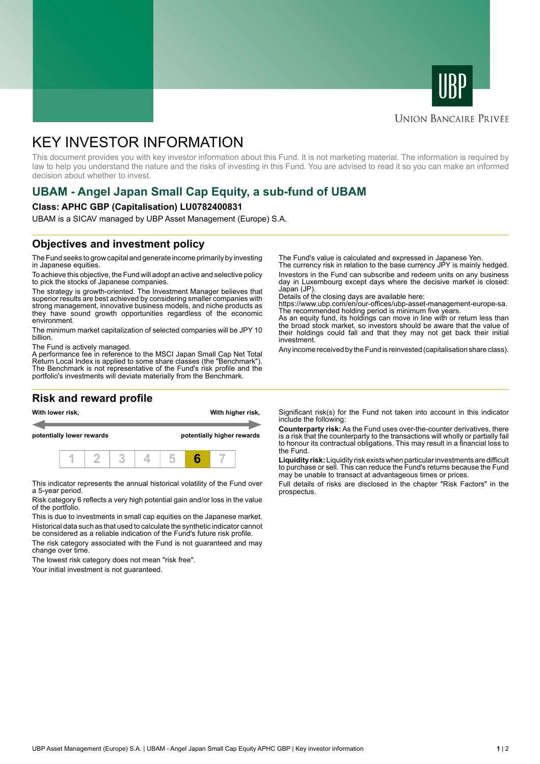UBP

Union Bancaire Privée

# KEY INVESTOR INFORMATION

This document provides you with key investor information about this Fund. It is not marketing material. The information is required by law to help you understand the nature and the risks of investing in this Fund. You are advised to read it so you can make an informed decision about whether to invest.

## UBAM - Angel Japan Small Cap Equity, a sub-fund of UBAM

**Class: APHC GBP (Capitalisation) LU0782400831**

UBAM is a SICAV managed by UBP Asset Management (Europe) S.A.

## Objectives and investment policy

The Fund seeks to grow capital and generate income primarily by investing in Japanese equities.

To achieve this objective, the Fund will adopt an active and selective policy to pick the stocks of Japanese companies.

The strategy is growth-oriented. The Investment Manager believes that superior results are best achieved by considering smaller companies with strong management, innovative business models, and niche products as they have sound growth opportunities regardless of the economic environment.

The minimum market capitalization of selected companies will be JPY 10 billion.

The Fund is actively managed.
A performance fee in reference to the MSCI Japan Small Cap Net Total Return Local Index is applied to some share classes (the "Benchmark"). The Benchmark is not representative of the Fund's risk profile and the portfolio's investments will deviate materially from the Benchmark.

The Fund's value is calculated and expressed in Japanese Yen.
The currency risk in relation to the base currency JPY is mainly hedged.

Investors in the Fund can subscribe and redeem units on any business day in Luxembourg except days where the decisive market is closed: Japan (JP).
Details of the closing days are available here:
https://www.ubp.com/en/our-offices/ubp-asset-management-europe-sa.
The recommended holding period is minimum five years.
As an equity fund, its holdings can move in line with or return less than the broad stock market, so investors should be aware that the value of their holdings could fall and that they may not get back their initial investment.

Any income received by the Fund is reinvested (capitalisation share class).

## Risk and reward profile

| **With lower risk,** | **With higher risk,** |
|---|---|
| **potentially lower rewards** | **potentially higher rewards** |

| 1 | 2 | 3 | 4 | 5 | **6** | 7 |
|---|---|---|---|---|---|---|

This indicator represents the annual historical volatility of the Fund over a 5-year period.

Risk category 6 reflects a very high potential gain and/or loss in the value of the portfolio.

This is due to investments in small cap equities on the Japanese market.

Historical data such as that used to calculate the synthetic indicator cannot be considered as a reliable indication of the Fund's future risk profile.

The risk category associated with the Fund is not guaranteed and may change over time.

The lowest risk category does not mean "risk free".

Your initial investment is not guaranteed.

Significant risk(s) for the Fund not taken into account in this indicator include the following:

**Counterparty risk:** As the Fund uses over-the-counter derivatives, there is a risk that the counterparty to the transactions will wholly or partially fail to honour its contractual obligations. This may result in a financial loss to the Fund.

**Liquidity risk:** Liquidity risk exists when particular investments are difficult to purchase or sell. This can reduce the Fund's returns because the Fund may be unable to transact at advantageous times or prices.

Full details of risks are disclosed in the chapter "Risk Factors" in the prospectus.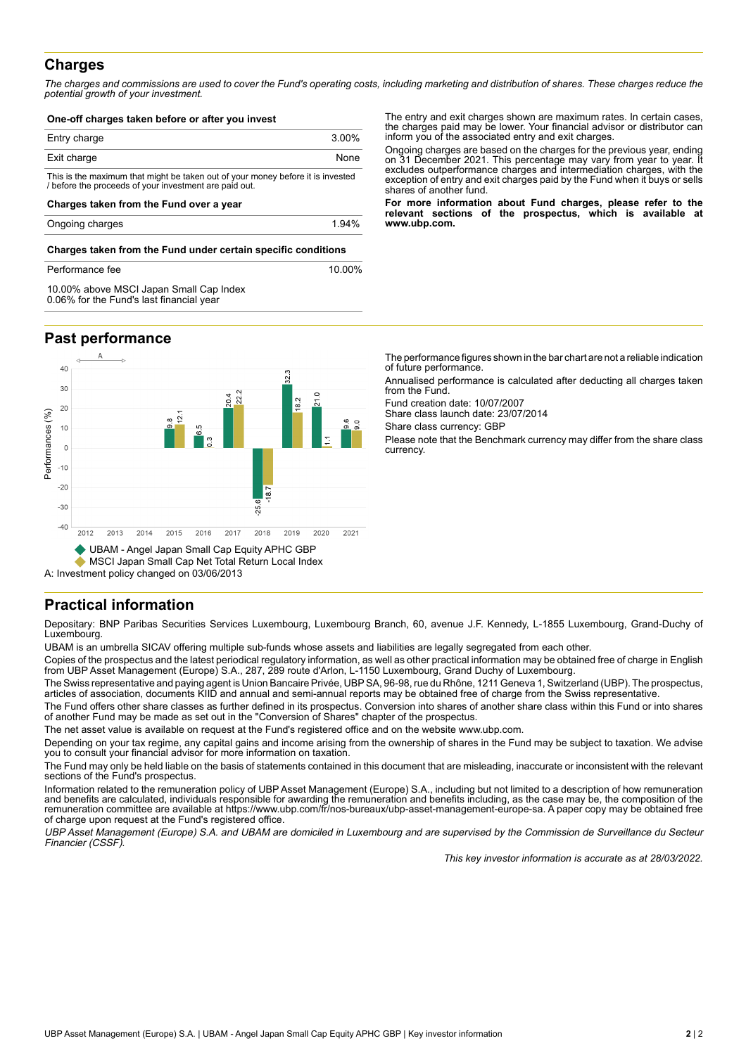## Charges

*The charges and commissions are used to cover the Fund's operating costs, including marketing and distribution of shares. These charges reduce the potential growth of your investment.*

| One-off charges taken before or after you invest | |
|---|---|
| Entry charge | 3.00% |
| Exit charge | None |

This is the maximum that might be taken out of your money before it is invested / before the proceeds of your investment are paid out.

| Charges taken from the Fund over a year | |
|---|---|
| Ongoing charges | 1.94% |

| Charges taken from the Fund under certain specific conditions | |
|---|---|
| Performance fee | 10.00% |

10.00% above MSCI Japan Small Cap Index
0.06% for the Fund's last financial year

The entry and exit charges shown are maximum rates. In certain cases, the charges paid may be lower. Your financial advisor or distributor can inform you of the associated entry and exit charges.

Ongoing charges are based on the charges for the previous year, ending on 31 December 2021. This percentage may vary from year to year. It excludes outperformance charges and intermediation charges, with the exception of entry and exit charges paid by the Fund when it buys or sells shares of another fund.

**For more information about Fund charges, please refer to the relevant sections of the prospectus, which is available at www.ubp.com.**

## Past performance

A

40
30
20
10
0
-10
-20
-30
-40

Performances (%)

9.8 12.1
6.5 0.3
20.4 22.2
-25.6 -18.7
32.3 18.2
21.0 1.1
9.6 9.0

2012 2013 2014 2015 2016 2017 2018 2019 2020 2021

UBAM - Angel Japan Small Cap Equity APHC GBP
MSCI Japan Small Cap Net Total Return Local Index

A: Investment policy changed on 03/06/2013

The performance figures shown in the bar chart are not a reliable indication of future performance.

Annualised performance is calculated after deducting all charges taken from the Fund.

Fund creation date: 10/07/2007

Share class launch date: 23/07/2014

Share class currency: GBP

Please note that the Benchmark currency may differ from the share class currency.

## Practical information

Depositary: BNP Paribas Securities Services Luxembourg, Luxembourg Branch, 60, avenue J.F. Kennedy, L-1855 Luxembourg, Grand-Duchy of Luxembourg.

UBAM is an umbrella SICAV offering multiple sub-funds whose assets and liabilities are legally segregated from each other.

Copies of the prospectus and the latest periodical regulatory information, as well as other practical information may be obtained free of charge in English from UBP Asset Management (Europe) S.A., 287, 289 route d'Arlon, L-1150 Luxembourg, Grand Duchy of Luxembourg.

The Swiss representative and paying agent is Union Bancaire Privée, UBP SA, 96-98, rue du Rhône, 1211 Geneva 1, Switzerland (UBP). The prospectus, articles of association, documents KIID and annual and semi-annual reports may be obtained free of charge from the Swiss representative.

The Fund offers other share classes as further defined in its prospectus. Conversion into shares of another share class within this Fund or into shares of another Fund may be made as set out in the "Conversion of Shares" chapter of the prospectus.

The net asset value is available on request at the Fund's registered office and on the website www.ubp.com.

Depending on your tax regime, any capital gains and income arising from the ownership of shares in the Fund may be subject to taxation. We advise you to consult your financial advisor for more information on taxation.

The Fund may only be held liable on the basis of statements contained in this document that are misleading, inaccurate or inconsistent with the relevant sections of the Fund's prospectus.

Information related to the remuneration policy of UBP Asset Management (Europe) S.A., including but not limited to a description of how remuneration and benefits are calculated, individuals responsible for awarding the remuneration and benefits including, as the case may be, the composition of the remuneration committee are available at https://www.ubp.com/fr/nos-bureaux/ubp-asset-management-europe-sa. A paper copy may be obtained free of charge upon request at the Fund's registered office.

*UBP Asset Management (Europe) S.A. and UBAM are domiciled in Luxembourg and are supervised by the Commission de Surveillance du Secteur Financier (CSSF).*

*This key investor information is accurate as at 28/03/2022.*